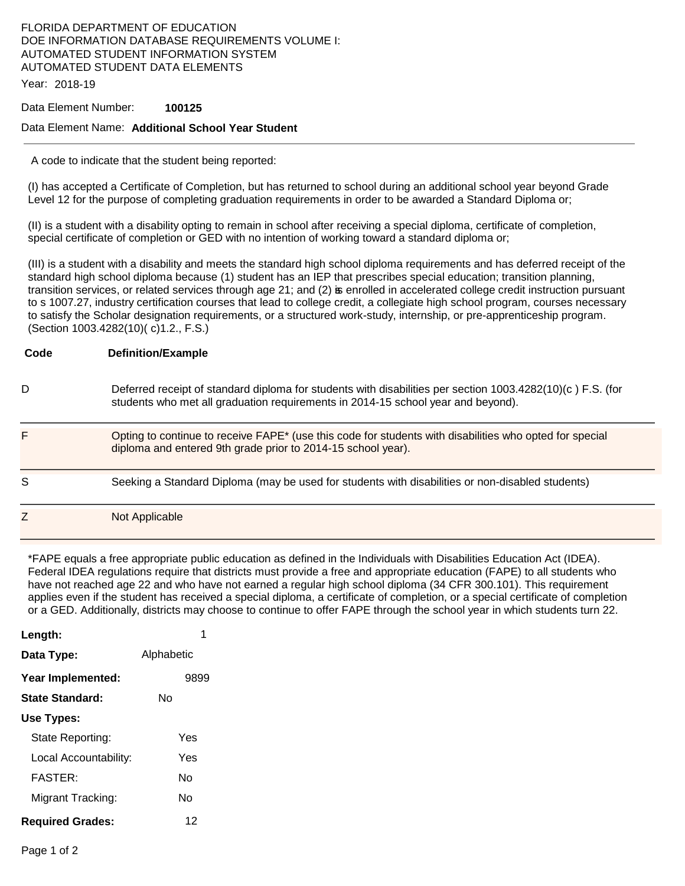FLORIDA DEPARTMENT OF EDUCATION
DOE INFORMATION DATABASE REQUIREMENTS VOLUME I:
AUTOMATED STUDENT INFORMATION SYSTEM
AUTOMATED STUDENT DATA ELEMENTS

Year: 2018-19

Data Element Number: **100125**

Data Element Name: **Additional School Year Student**

---

A code to indicate that the student being reported:

(I) has accepted a Certificate of Completion, but has returned to school during an additional school year beyond Grade Level 12 for the purpose of completing graduation requirements in order to be awarded a Standard Diploma or;

(II) is a student with a disability opting to remain in school after receiving a special diploma, certificate of completion, special certificate of completion or GED with no intention of working toward a standard diploma or;

(III) is a student with a disability and meets the standard high school diploma requirements and has deferred receipt of the standard high school diploma because (1) student has an IEP that prescribes special education; transition planning, transition services, or related services through age 21; and (2) is enrolled in accelerated college credit instruction pursuant to s 1007.27, industry certification courses that lead to college credit, a collegiate high school program, courses necessary to satisfy the Scholar designation requirements, or a structured work-study, internship, or pre-apprenticeship program. (Section 1003.4282(10)( c)1.2., F.S.)

| Code | Definition/Example |
|---|---|
| D | Deferred receipt of standard diploma for students with disabilities per section 1003.4282(10)(c ) F.S. (for students who met all graduation requirements in 2014-15 school year and beyond). |
| F | Opting to continue to receive FAPE* (use this code for students with disabilities who opted for special diploma and entered 9th grade prior to 2014-15 school year). |
| S | Seeking a Standard Diploma (may be used for students with disabilities or non-disabled students) |
| Z | Not Applicable |

*FAPE equals a free appropriate public education as defined in the Individuals with Disabilities Education Act (IDEA). Federal IDEA regulations require that districts must provide a free and appropriate education (FAPE) to all students who have not reached age 22 and who have not earned a regular high school diploma (34 CFR 300.101). This requirement applies even if the student has received a special diploma, a certificate of completion, or a special certificate of completion or a GED. Additionally, districts may choose to continue to offer FAPE through the school year in which students turn 22.

**Length:** 1

**Data Type:** Alphabetic

**Year Implemented:** 9899

**State Standard:** No

**Use Types:**

- State Reporting: Yes
- Local Accountability: Yes
- FASTER: No
- Migrant Tracking: No

**Required Grades:** 12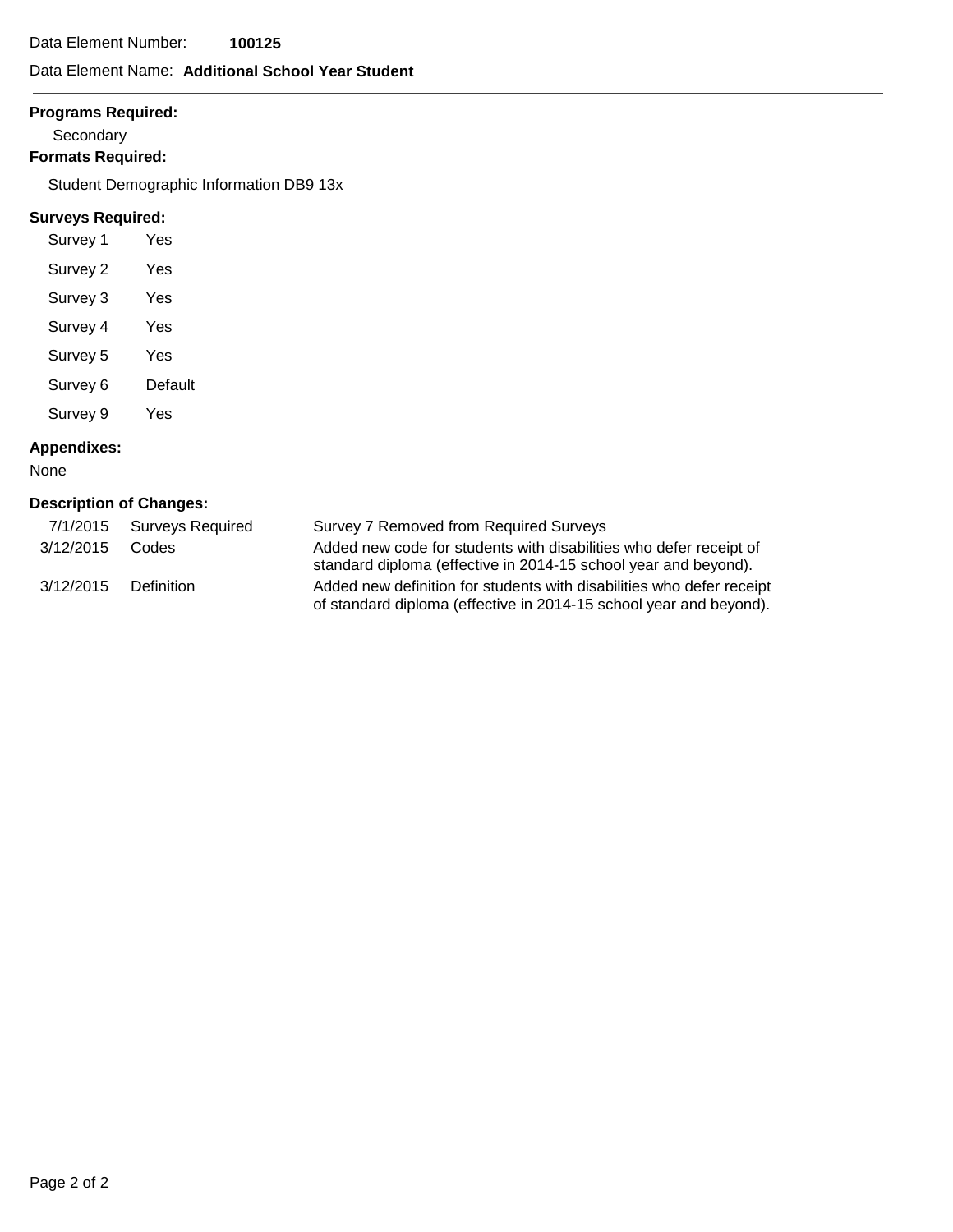Data Element Number: **100125**

Data Element Name: **Additional School Year Student**

---

**Programs Required:**

Secondary

**Formats Required:**

Student Demographic Information DB9 13x

**Surveys Required:**

| | |
|---|---|
| Survey 1 | Yes |
| Survey 2 | Yes |
| Survey 3 | Yes |
| Survey 4 | Yes |
| Survey 5 | Yes |
| Survey 6 | Default |
| Survey 9 | Yes |

**Appendixes:**

None

**Description of Changes:**

| | | |
|---|---|---|
| 7/1/2015 | Surveys Required | Survey 7 Removed from Required Surveys |
| 3/12/2015 | Codes | Added new code for students with disabilities who defer receipt of standard diploma (effective in 2014-15 school year and beyond). |
| 3/12/2015 | Definition | Added new definition for students with disabilities who defer receipt of standard diploma (effective in 2014-15 school year and beyond). |